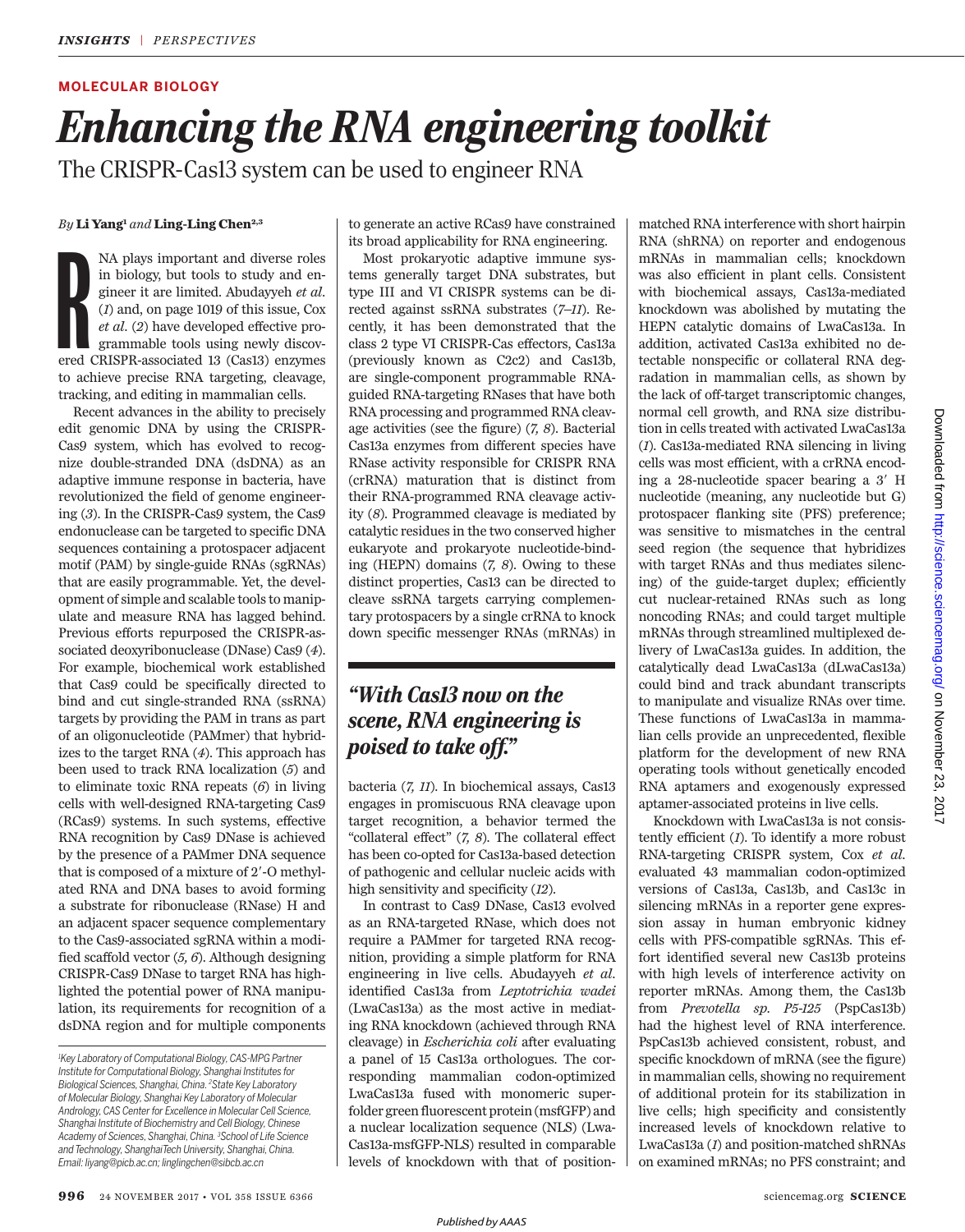MOLECULAR BIOLOGY

# Enhancing the RNA engineering toolkit

The CRISPR-Cas13 system can be used to engineer RNA

*By* **Li Yang**[1] *and* **Ling-Ling Chen**[2,3]

RNA plays important and diverse roles in biology, but tools to study and engineer it are limited. Abudayyeh *et al.* (*1*) and, on page 1019 of this issue, Cox *et al.* (*2*) have developed effective programmable tools using newly discovered CRISPR-associated 13 (Cas13) enzymes to achieve precise RNA targeting, cleavage, tracking, and editing in mammalian cells.

Recent advances in the ability to precisely edit genomic DNA by using the CRISPR-Cas9 system, which has evolved to recognize double-stranded DNA (dsDNA) as an adaptive immune response in bacteria, have revolutionized the field of genome engineering (*3*). In the CRISPR-Cas9 system, the Cas9 endonuclease can be targeted to specific DNA sequences containing a protospacer adjacent motif (PAM) by single-guide RNAs (sgRNAs) that are easily programmable. Yet, the development of simple and scalable tools to manipulate and measure RNA has lagged behind. Previous efforts repurposed the CRISPR-associated deoxyribonuclease (DNase) Cas9 (*4*). For example, biochemical work established that Cas9 could be specifically directed to bind and cut single-stranded RNA (ssRNA) targets by providing the PAM in trans as part of an oligonucleotide (PAMmer) that hybridizes to the target RNA (*4*). This approach has been used to track RNA localization (*5*) and to eliminate toxic RNA repeats (*6*) in living cells with well-designed RNA-targeting Cas9 (RCas9) systems. In such systems, effective RNA recognition by Cas9 DNase is achieved by the presence of a PAMmer DNA sequence that is composed of a mixture of 2′-O methylated RNA and DNA bases to avoid forming a substrate for ribonuclease (RNase) H and an adjacent spacer sequence complementary to the Cas9-associated sgRNA within a modified scaffold vector (*5, 6*). Although designing CRISPR-Cas9 DNase to target RNA has highlighted the potential power of RNA manipulation, its requirements for recognition of a dsDNA region and for multiple components to generate an active RCas9 have constrained its broad applicability for RNA engineering.

Most prokaryotic adaptive immune systems generally target DNA substrates, but type III and VI CRISPR systems can be directed against ssRNA substrates (*7–11*). Recently, it has been demonstrated that the class 2 type VI CRISPR-Cas effectors, Cas13a (previously known as C2c2) and Cas13b, are single-component programmable RNA-guided RNA-targeting RNases that have both RNA processing and programmed RNA cleavage activities (see the figure) (*7, 8*). Bacterial Cas13a enzymes from different species have RNase activity responsible for CRISPR RNA (crRNA) maturation that is distinct from their RNA-programmed RNA cleavage activity (*8*). Programmed cleavage is mediated by catalytic residues in the two conserved higher eukaryote and prokaryote nucleotide-binding (HEPN) domains (*7, 8*). Owing to these distinct properties, Cas13 can be directed to cleave ssRNA targets carrying complementary protospacers by a single crRNA to knock down specific messenger RNAs (mRNAs) in bacteria (*7, 11*). In biochemical assays, Cas13 engages in promiscuous RNA cleavage upon target recognition, a behavior termed the "collateral effect" (*7, 8*). The collateral effect has been co-opted for Cas13a-based detection of pathogenic and cellular nucleic acids with high sensitivity and specificity (*12*).

> *"With Cas13 now on the scene, RNA engineering is poised to take off."*

In contrast to Cas9 DNase, Cas13 evolved as an RNA-targeted RNase, which does not require a PAMmer for targeted RNA recognition, providing a simple platform for RNA engineering in live cells. Abudayyeh *et al.* identified Cas13a from *Leptotrichia wadei* (LwaCas13a) as the most active in mediating RNA knockdown (achieved through RNA cleavage) in *Escherichia coli* after evaluating a panel of 15 Cas13a orthologues. The corresponding mammalian codon-optimized LwaCas13a fused with monomeric superfolder green fluorescent protein (msfGFP) and a nuclear localization sequence (NLS) (LwaCas13a-msfGFP-NLS) resulted in comparable levels of knockdown with that of position-matched RNA interference with short hairpin RNA (shRNA) on reporter and endogenous mRNAs in mammalian cells; knockdown was also efficient in plant cells. Consistent with biochemical assays, Cas13a-mediated knockdown was abolished by mutating the HEPN catalytic domains of LwaCas13a. In addition, activated Cas13a exhibited no detectable nonspecific or collateral RNA degradation in mammalian cells, as shown by the lack of off-target transcriptomic changes, normal cell growth, and RNA size distribution in cells treated with activated LwaCas13a (*1*). Cas13a-mediated RNA silencing in living cells was most efficient, with a crRNA encoding a 28-nucleotide spacer bearing a 3′ H nucleotide (meaning, any nucleotide but G) protospacer flanking site (PFS) preference; was sensitive to mismatches in the central seed region (the sequence that hybridizes with target RNAs and thus mediates silencing) of the guide-target duplex; efficiently cut nuclear-retained RNAs such as long noncoding RNAs; and could target multiple mRNAs through streamlined multiplexed delivery of LwaCas13a guides. In addition, the catalytically dead LwaCas13a (dLwaCas13a) could bind and track abundant transcripts to manipulate and visualize RNAs over time. These functions of LwaCas13a in mammalian cells provide an unprecedented, flexible platform for the development of new RNA operating tools without genetically encoded RNA aptamers and exogenously expressed aptamer-associated proteins in live cells.

Knockdown with LwaCas13a is not consistently efficient (*1*). To identify a more robust RNA-targeting CRISPR system, Cox *et al.* evaluated 43 mammalian codon-optimized versions of Cas13a, Cas13b, and Cas13c in silencing mRNAs in a reporter gene expression assay in human embryonic kidney cells with PFS-compatible sgRNAs. This effort identified several new Cas13b proteins with high levels of interference activity on reporter mRNAs. Among them, the Cas13b from *Prevotella sp. P5-125* (PspCas13b) had the highest level of RNA interference. PspCas13b achieved consistent, robust, and specific knockdown of mRNA (see the figure) in mammalian cells, showing no requirement of additional protein for its stabilization in live cells; high specificity and consistently increased levels of knockdown relative to LwaCas13a (*1*) and position-matched shRNAs on examined mRNAs; no PFS constraint; and

[1]Key Laboratory of Computational Biology, CAS-MPG Partner Institute for Computational Biology, Shanghai Institutes for Biological Sciences, Shanghai, China. [2]State Key Laboratory of Molecular Biology, Shanghai Key Laboratory of Molecular Andrology, CAS Center for Excellence in Molecular Cell Science, Shanghai Institute of Biochemistry and Cell Biology, Chinese Academy of Sciences, Shanghai, China. [3]School of Life Science and Technology, ShanghaiTech University, Shanghai, China. Email: liyang@picb.ac.cn; linglingchen@sibcb.ac.cn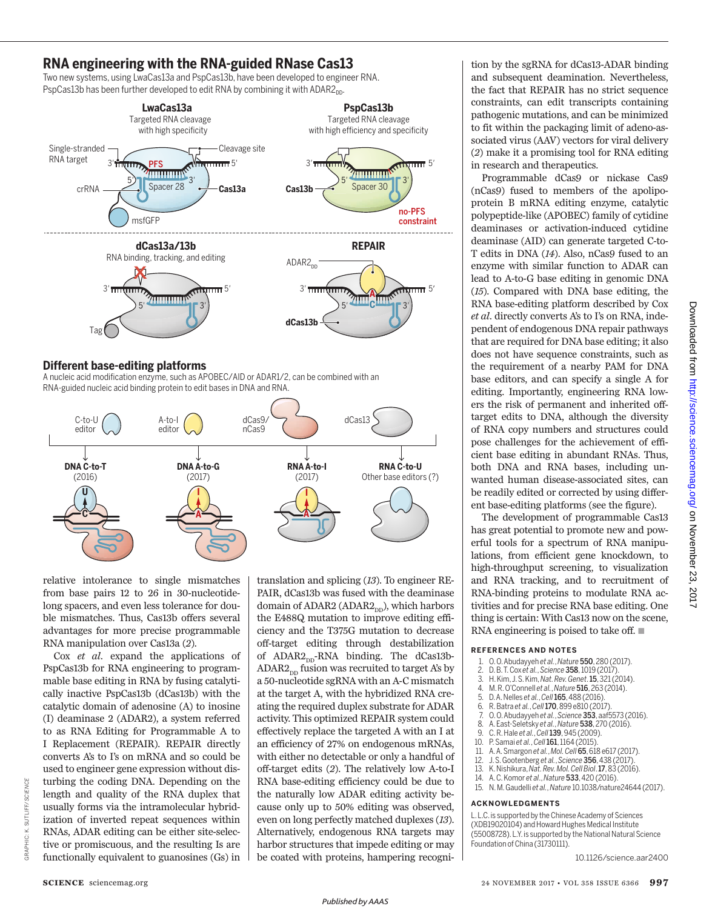## RNA engineering with the RNA-guided RNase Cas13

Two new systems, using LwaCas13a and PspCas13b, have been developed to engineer RNA. PspCas13b has been further developed to edit RNA by combining it with $ADAR2_{DD}$.

**LwaCas13a** Targeted RNA cleavage with high specificity

**PspCas13b** Targeted RNA cleavage with high efficiency and specificity

**dCas13a/13b** RNA binding, tracking, and editing

**REPAIR**

## Different base-editing platforms

A nucleic acid modification enzyme, such as APOBEC/AID or ADAR1/2, can be combined with an RNA-guided nucleic acid binding protein to edit bases in DNA and RNA.

**DNA C-to-T** (2016) **DNA A-to-G** (2017) **RNA A-to-I** (2017) **RNA C-to-U** Other base editors (?)

relative intolerance to single mismatches from base pairs 12 to 26 in 30-nucleotide-long spacers, and even less tolerance for double mismatches. Thus, Cas13b offers several advantages for more precise programmable RNA manipulation over Cas13a (2).

Cox *et al.* expand the applications of PspCas13b for RNA engineering to programmable base editing in RNA by fusing catalytically inactive PspCas13b (dCas13b) with the catalytic domain of adenosine (A) to inosine (I) deaminase 2 (ADAR2), a system referred to as RNA Editing for Programmable A to I Replacement (REPAIR). REPAIR directly converts A's to I's on mRNA and so could be used to engineer gene expression without disturbing the coding DNA. Depending on the length and quality of the RNA duplex that usually forms via the intramolecular hybridization of inverted repeat sequences within RNAs, ADAR editing can be either site-selective or promiscuous, and the resulting Is are functionally equivalent to guanosines (Gs) in translation and splicing (13). To engineer REPAIR, dCas13b was fused with the deaminase domain of ADAR2 ($ADAR2_{DD}$), which harbors the E488Q mutation to improve editing efficiency and the T375G mutation to decrease off-target editing through destabilization of $ADAR2_{DD}$-RNA binding. The dCas13b-$ADAR2_{DD}$ fusion was recruited to target A's by a 50-nucleotide sgRNA with an A-C mismatch at the target A, with the hybridized RNA creating the required duplex substrate for ADAR activity. This optimized REPAIR system could effectively replace the targeted A with an I at an efficiency of 27% on endogenous mRNAs, with either no detectable or only a handful of off-target edits (2). The relatively low A-to-I RNA base-editing efficiency could be due to the naturally low ADAR editing activity because only up to 50% editing was observed, even on long perfectly matched duplexes (13). Alternatively, endogenous RNA targets may harbor structures that impede editing or may be coated with proteins, hampering recognition by the sgRNA for dCas13-ADAR binding and subsequent deamination. Nevertheless, the fact that REPAIR has no strict sequence constraints, can edit transcripts containing pathogenic mutations, and can be minimized to fit within the packaging limit of adeno-associated virus (AAV) vectors for viral delivery (2) make it a promising tool for RNA editing in research and therapeutics.

Programmable dCas9 or nickase Cas9 (nCas9) fused to members of the apolipoprotein B mRNA editing enzyme, catalytic polypeptide-like (APOBEC) family of cytidine deaminases or activation-induced cytidine deaminase (AID) can generate targeted C-to-T edits in DNA (14). Also, nCas9 fused to an enzyme with similar function to ADAR can lead to A-to-G base editing in genomic DNA (15). Compared with DNA base editing, the RNA base-editing platform described by Cox *et al.* directly converts A's to I's on RNA, independent of endogenous DNA repair pathways that are required for DNA base editing; it also does not have sequence constraints, such as the requirement of a nearby PAM for DNA base editors, and can specify a single A for editing. Importantly, engineering RNA lowers the risk of permanent and inherited off-target edits to DNA, although the diversity of RNA copy numbers and structures could pose challenges for the achievement of efficient base editing in abundant RNAs. Thus, both DNA and RNA bases, including unwanted human disease-associated sites, can be readily edited or corrected by using different base-editing platforms (see the figure).

The development of programmable Cas13 has great potential to promote new and powerful tools for a spectrum of RNA manipulations, from efficient gene knockdown, to high-throughput screening, to visualization and RNA tracking, and to recruitment of RNA-binding proteins to modulate RNA activities and for precise RNA base editing. One thing is certain: With Cas13 now on the scene, RNA engineering is poised to take off. ■

### REFERENCES AND NOTES

1. O. O. Abudayyeh *et al.*, *Nature* **550**, 280 (2017).
2. D. B. T. Cox *et al.*, *Science* **358**, 1019 (2017).
3. H. Kim, J. S. Kim, *Nat. Rev. Genet.* **15**, 321 (2014).
4. M. R. O'Connell *et al.*, *Nature* **516**, 263 (2014).
5. D. A. Nelles *et al.*, *Cell* **165**, 488 (2016).
6. R. Batra *et al.*, *Cell* **170**, 899 e810 (2017).
7. O. O. Abudayyeh *et al.*, *Science* **353**, aaf5573 (2016).
8. A. East-Seletsky *et al.*, *Nature* **538**, 270 (2016).
9. C. R. Hale *et al.*, *Cell* **139**, 945 (2009).
10. P. Samai *et al.*, *Cell* **161**, 1164 (2015).
11. A. A. Smargon *et al.*, *Mol. Cell* **65**, 618 e617 (2017).
12. J. S. Gootenberg *et al.*, *Science* **356**, 438 (2017).
13. K. Nishikura, *Nat. Rev. Mol. Cell Biol.* **17**, 83 (2016).
14. A. C. Komor *et al.*, *Nature* **533**, 420 (2016).
15. N. M. Gaudelli *et al.*, *Nature* 10.1038/nature24644 (2017).

### ACKNOWLEDGMENTS

L.L.C. is supported by the Chinese Academy of Sciences (XDB19020104) and Howard Hughes Medical Institute (55008728). L.Y. is supported by the National Natural Science Foundation of China (31730111).

10.1126/science.aar2400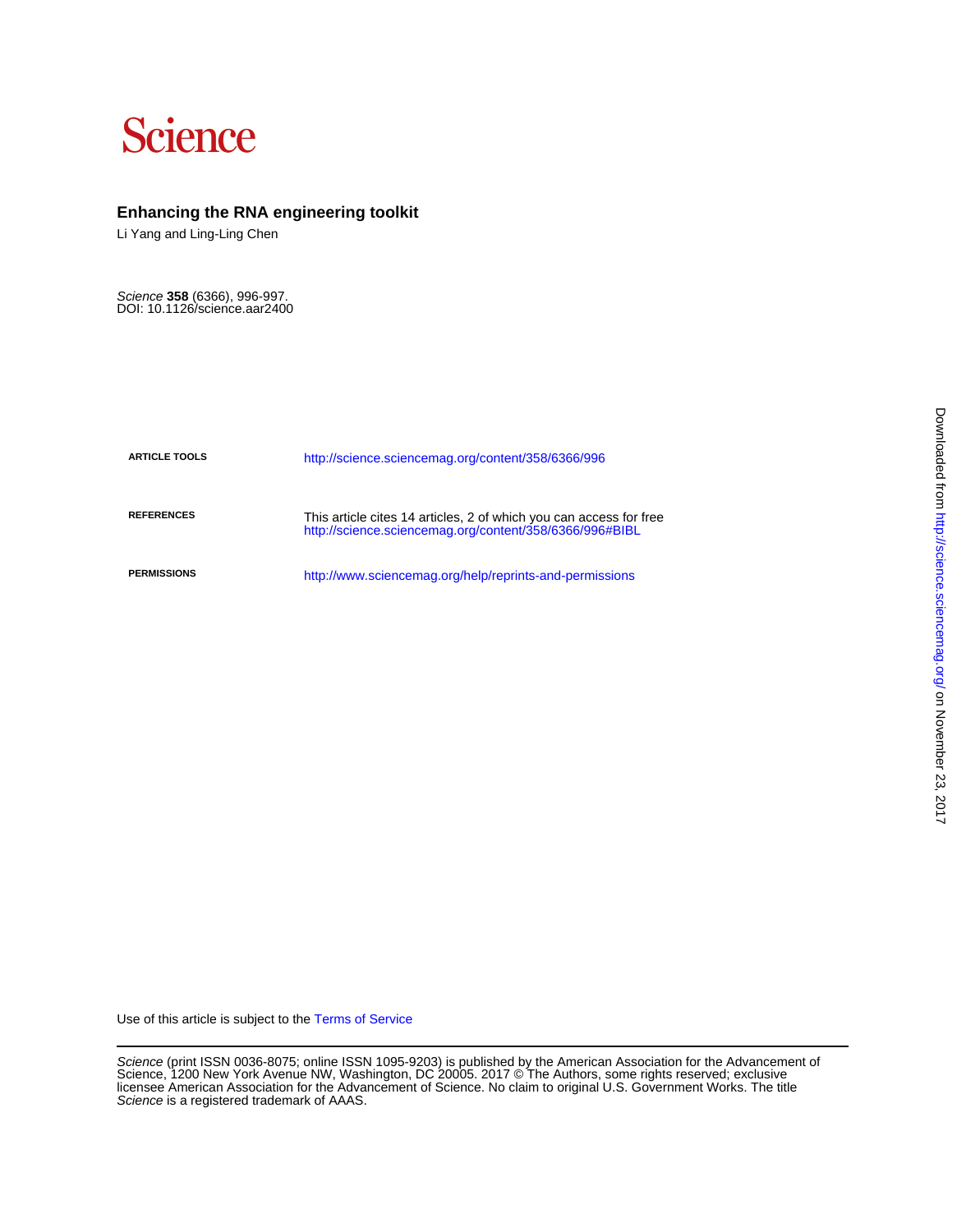# Science

## Enhancing the RNA engineering toolkit

Li Yang and Ling-Ling Chen

*Science* **358** (6366), 996-997.
DOI: 10.1126/science.aar2400

| | |
|---|---|
| **ARTICLE TOOLS** | http://science.sciencemag.org/content/358/6366/996 |
| **REFERENCES** | This article cites 14 articles, 2 of which you can access for free http://science.sciencemag.org/content/358/6366/996#BIBL |
| **PERMISSIONS** | http://www.sciencemag.org/help/reprints-and-permissions |

Use of this article is subject to the Terms of Service

*Science* (print ISSN 0036-8075; online ISSN 1095-9203) is published by the American Association for the Advancement of Science, 1200 New York Avenue NW, Washington, DC 20005. 2017 © The Authors, some rights reserved; exclusive licensee American Association for the Advancement of Science. No claim to original U.S. Government Works. The title *Science* is a registered trademark of AAAS.

Downloaded from http://science.sciencemag.org/ on November 23, 2017